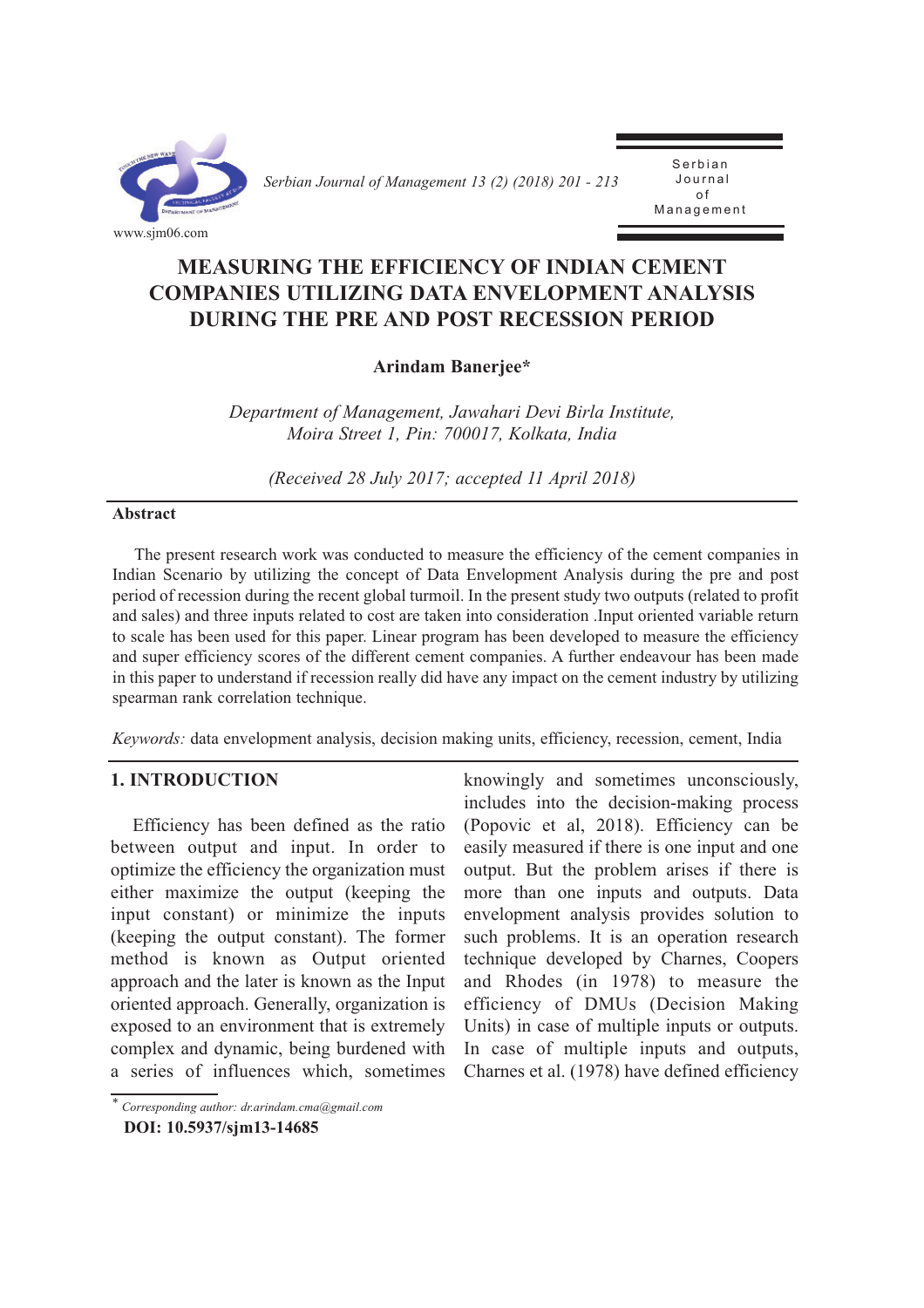# MEASURING THE EFFICIENCY OF INDIAN CEMENT COMPANIES UTILIZING DATA ENVELOPMENT ANALYSIS DURING THE PRE AND POST RECESSION PERIOD

**Arindam Banerjee***

*Department of Management, Jawahari Devi Birla Institute, Moira Street 1, Pin: 700017, Kolkata, India*

*(Received 28 July 2017; accepted 11 April 2018)*

## Abstract

The present research work was conducted to measure the efficiency of the cement companies in Indian Scenario by utilizing the concept of Data Envelopment Analysis during the pre and post period of recession during the recent global turmoil. In the present study two outputs (related to profit and sales) and three inputs related to cost are taken into consideration .Input oriented variable return to scale has been used for this paper. Linear program has been developed to measure the efficiency and super efficiency scores of the different cement companies. A further endeavour has been made in this paper to understand if recession really did have any impact on the cement industry by utilizing spearman rank correlation technique.

*Keywords:* data envelopment analysis, decision making units, efficiency, recession, cement, India

## 1. INTRODUCTION

Efficiency has been defined as the ratio between output and input. In order to optimize the efficiency the organization must either maximize the output (keeping the input constant) or minimize the inputs (keeping the output constant). The former method is known as Output oriented approach and the later is known as the Input oriented approach. Generally, organization is exposed to an environment that is extremely complex and dynamic, being burdened with a series of influences which, sometimes knowingly and sometimes unconsciously, includes into the decision-making process (Popovic et al, 2018). Efficiency can be easily measured if there is one input and one output. But the problem arises if there is more than one inputs and outputs. Data envelopment analysis provides solution to such problems. It is an operation research technique developed by Charnes, Coopers and Rhodes (in 1978) to measure the efficiency of DMUs (Decision Making Units) in case of multiple inputs or outputs. In case of multiple inputs and outputs, Charnes et al. (1978) have defined efficiency

---

* Corresponding author: dr.arindam.cma@gmail.com

**DOI: 10.5937/sjm13-14685**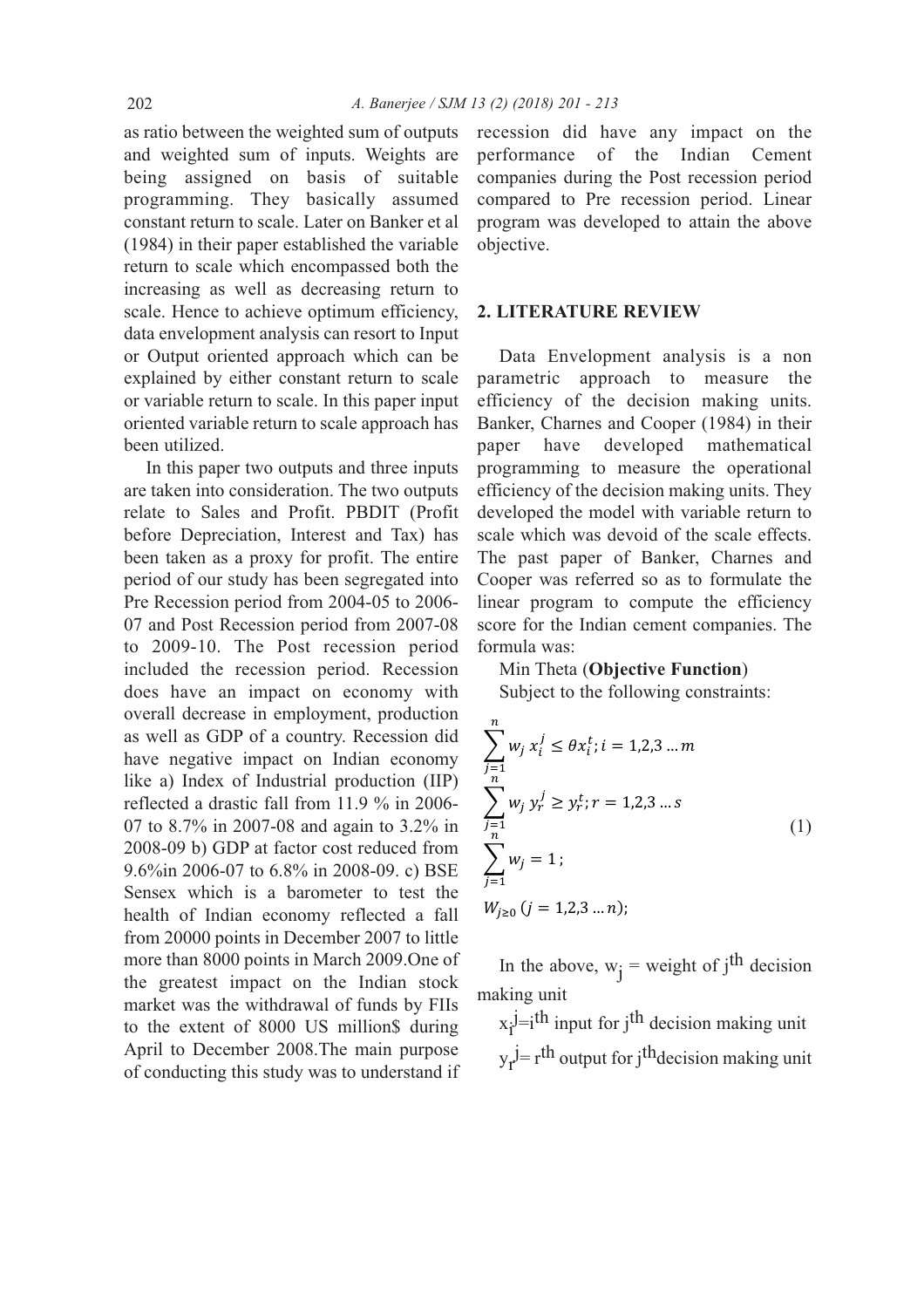as ratio between the weighted sum of outputs and weighted sum of inputs. Weights are being assigned on basis of suitable programming. They basically assumed constant return to scale. Later on Banker et al (1984) in their paper established the variable return to scale which encompassed both the increasing as well as decreasing return to scale. Hence to achieve optimum efficiency, data envelopment analysis can resort to Input or Output oriented approach which can be explained by either constant return to scale or variable return to scale. In this paper input oriented variable return to scale approach has been utilized.

In this paper two outputs and three inputs are taken into consideration. The two outputs relate to Sales and Profit. PBDIT (Profit before Depreciation, Interest and Tax) has been taken as a proxy for profit. The entire period of our study has been segregated into Pre Recession period from 2004-05 to 2006-07 and Post Recession period from 2007-08 to 2009-10. The Post recession period included the recession period. Recession does have an impact on economy with overall decrease in employment, production as well as GDP of a country. Recession did have negative impact on Indian economy like a) Index of Industrial production (IIP) reflected a drastic fall from 11.9 % in 2006-07 to 8.7% in 2007-08 and again to 3.2% in 2008-09 b) GDP at factor cost reduced from 9.6%in 2006-07 to 6.8% in 2008-09. c) BSE Sensex which is a barometer to test the health of Indian economy reflected a fall from 20000 points in December 2007 to little more than 8000 points in March 2009.One of the greatest impact on the Indian stock market was the withdrawal of funds by FIIs to the extent of 8000 US million$ during April to December 2008.The main purpose of conducting this study was to understand if recession did have any impact on the performance of the Indian Cement companies during the Post recession period compared to Pre recession period. Linear program was developed to attain the above objective.

## 2. LITERATURE REVIEW

Data Envelopment analysis is a non parametric approach to measure the efficiency of the decision making units. Banker, Charnes and Cooper (1984) in their paper have developed mathematical programming to measure the operational efficiency of the decision making units. They developed the model with variable return to scale which was devoid of the scale effects. The past paper of Banker, Charnes and Cooper was referred so as to formulate the linear program to compute the efficiency score for the Indian cement companies. The formula was:

Min Theta (**Objective Function**)

Subject to the following constraints:

$$
\begin{aligned}
&\sum_{j=1}^{n} w_j\, x_i^j \le \theta x_i^t ;\, i = 1,2,3 \ldots m \\
&\sum_{j=1}^{n} w_j\, y_r^j \ge y_r^t ;\, r = 1,2,3 \ldots s \\
&\sum_{j=1}^{n} w_j = 1\, ; \\
&W_{j\ge 0}\ (j = 1,2,3 \ldots n);
\end{aligned}
\tag{1}
$$

In the above, $w_j$ = weight of $j^{th}$ decision making unit

$x_i^j$= $i^{th}$ input for $j^{th}$ decision making unit

$y_r^j$= $r^{th}$ output for $j^{th}$decision making unit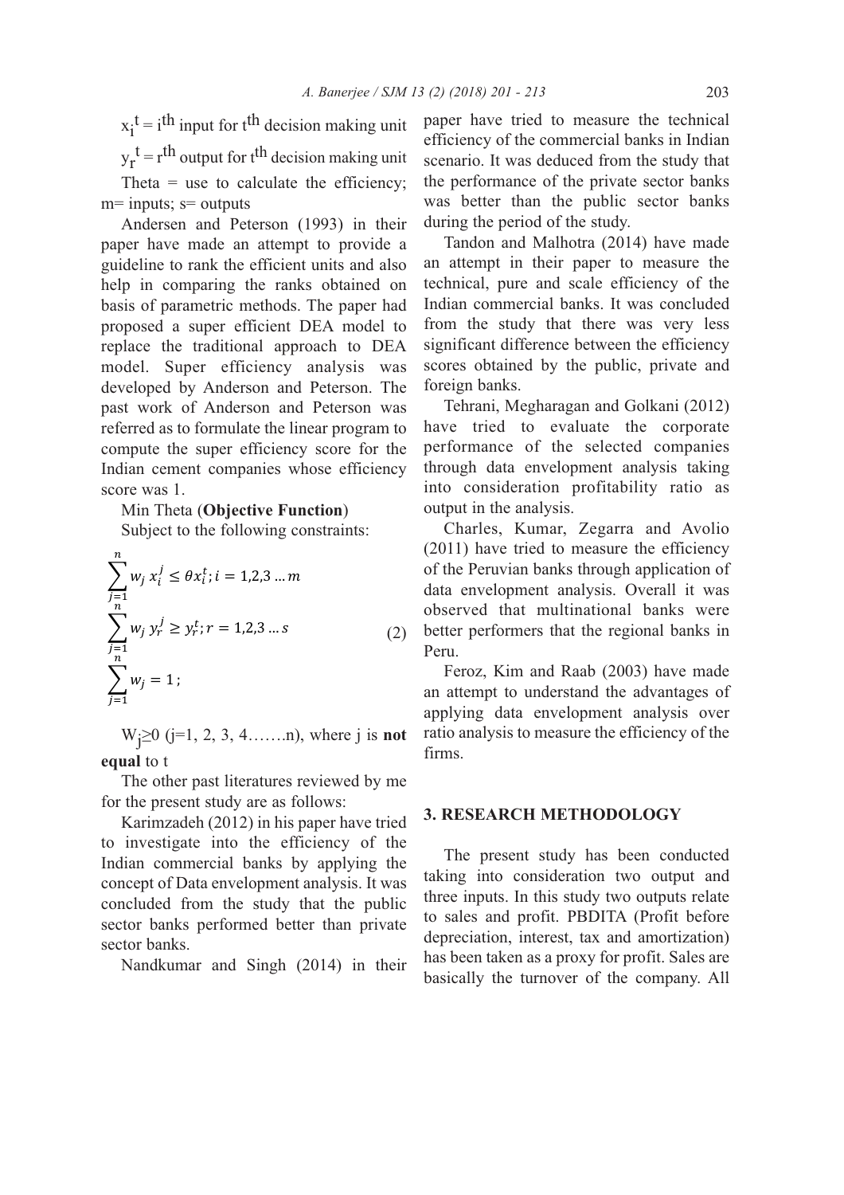$x_i^t$ = $i^{th}$ input for $t^{th}$ decision making unit

$y_r^t$ = $r^{th}$ output for $t^{th}$ decision making unit

Theta = use to calculate the efficiency; m= inputs; s= outputs

Andersen and Peterson (1993) in their paper have made an attempt to provide a guideline to rank the efficient units and also help in comparing the ranks obtained on basis of parametric methods. The paper had proposed a super efficient DEA model to replace the traditional approach to DEA model. Super efficiency analysis was developed by Anderson and Peterson. The past work of Anderson and Peterson was referred as to formulate the linear program to compute the super efficiency score for the Indian cement companies whose efficiency score was 1.

Min Theta (**Objective Function**)

Subject to the following constraints:

$$\sum_{j=1}^{n} w_j \, x_i^j \leq \theta x_i^t; i = 1,2,3 \ldots m$$
$$\sum_{j=1}^{n} w_j \, y_r^j \geq y_r^t; r = 1,2,3 \ldots s \tag{2}$$
$$\sum_{j=1}^{n} w_j = 1;$$

$W_j \geq 0$ (j=1, 2, 3, 4…….n), where j is **not equal** to t

The other past literatures reviewed by me for the present study are as follows:

Karimzadeh (2012) in his paper have tried to investigate into the efficiency of the Indian commercial banks by applying the concept of Data envelopment analysis. It was concluded from the study that the public sector banks performed better than private sector banks.

Nandkumar and Singh (2014) in their paper have tried to measure the technical efficiency of the commercial banks in Indian scenario. It was deduced from the study that the performance of the private sector banks was better than the public sector banks during the period of the study.

Tandon and Malhotra (2014) have made an attempt in their paper to measure the technical, pure and scale efficiency of the Indian commercial banks. It was concluded from the study that there was very less significant difference between the efficiency scores obtained by the public, private and foreign banks.

Tehrani, Megharagan and Golkani (2012) have tried to evaluate the corporate performance of the selected companies through data envelopment analysis taking into consideration profitability ratio as output in the analysis.

Charles, Kumar, Zegarra and Avolio (2011) have tried to measure the efficiency of the Peruvian banks through application of data envelopment analysis. Overall it was observed that multinational banks were better performers that the regional banks in Peru.

Feroz, Kim and Raab (2003) have made an attempt to understand the advantages of applying data envelopment analysis over ratio analysis to measure the efficiency of the firms.

## 3. RESEARCH METHODOLOGY

The present study has been conducted taking into consideration two output and three inputs. In this study two outputs relate to sales and profit. PBDITA (Profit before depreciation, interest, tax and amortization) has been taken as a proxy for profit. Sales are basically the turnover of the company. All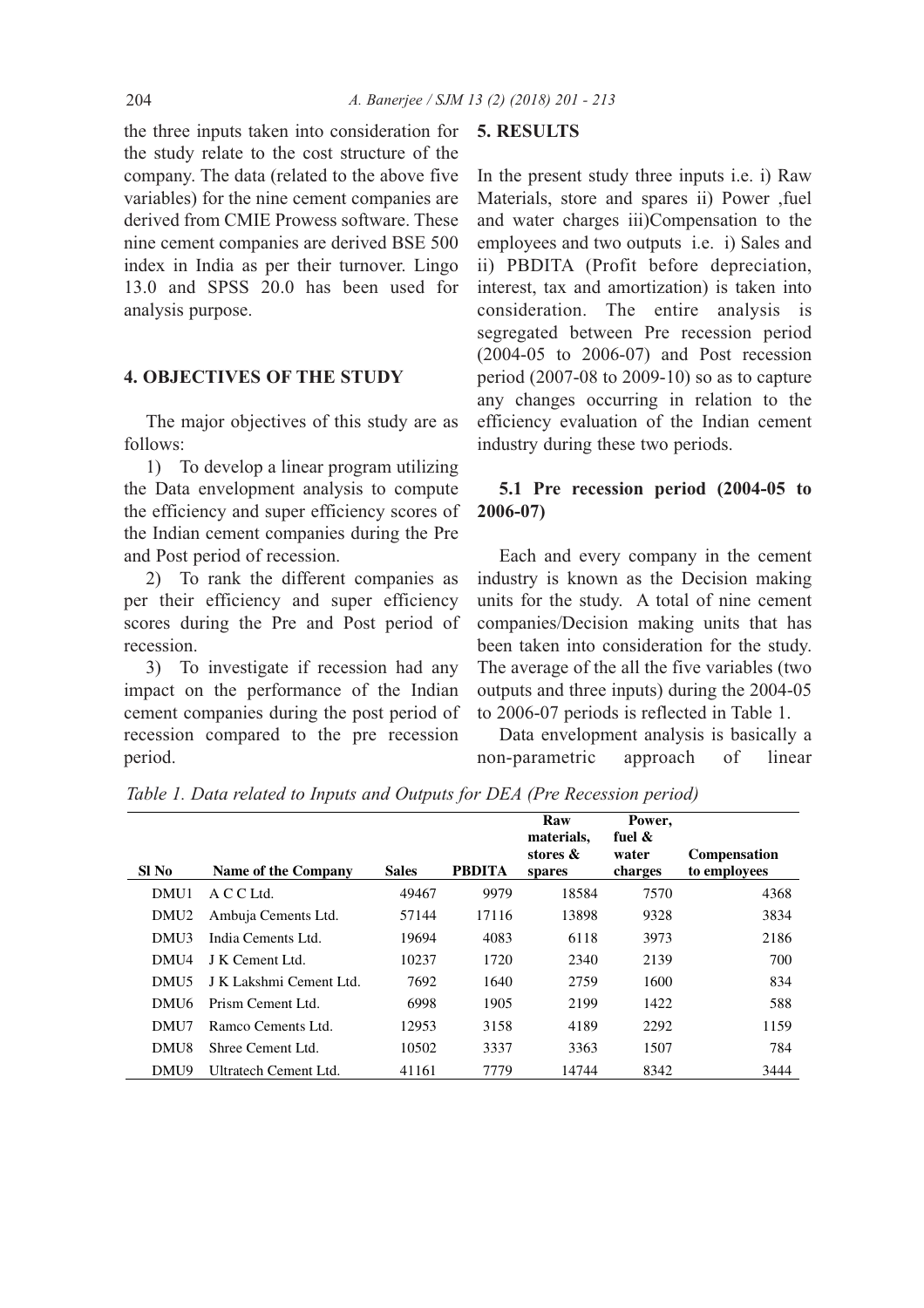the three inputs taken into consideration for the study relate to the cost structure of the company. The data (related to the above five variables) for the nine cement companies are derived from CMIE Prowess software. These nine cement companies are derived BSE 500 index in India as per their turnover. Lingo 13.0 and SPSS 20.0 has been used for analysis purpose.

## 4. OBJECTIVES OF THE STUDY

The major objectives of this study are as follows:

1) To develop a linear program utilizing the Data envelopment analysis to compute the efficiency and super efficiency scores of the Indian cement companies during the Pre and Post period of recession.

2) To rank the different companies as per their efficiency and super efficiency scores during the Pre and Post period of recession.

3) To investigate if recession had any impact on the performance of the Indian cement companies during the post period of recession compared to the pre recession period.

## 5. RESULTS

In the present study three inputs i.e. i) Raw Materials, store and spares ii) Power ,fuel and water charges iii)Compensation to the employees and two outputs i.e. i) Sales and ii) PBDITA (Profit before depreciation, interest, tax and amortization) is taken into consideration. The entire analysis is segregated between Pre recession period (2004-05 to 2006-07) and Post recession period (2007-08 to 2009-10) so as to capture any changes occurring in relation to the efficiency evaluation of the Indian cement industry during these two periods.

### 5.1 Pre recession period (2004-05 to 2006-07)

Each and every company in the cement industry is known as the Decision making units for the study. A total of nine cement companies/Decision making units that has been taken into consideration for the study. The average of the all the five variables (two outputs and three inputs) during the 2004-05 to 2006-07 periods is reflected in Table 1.

Data envelopment analysis is basically a non-parametric approach of linear

*Table 1. Data related to Inputs and Outputs for DEA (Pre Recession period)*

| Sl No | Name of the Company | Sales | PBDITA | Raw materials, stores & spares | Power, fuel & water charges | Compensation to employees |
|---|---|---|---|---|---|---|
| DMU1 | A C C Ltd. | 49467 | 9979 | 18584 | 7570 | 4368 |
| DMU2 | Ambuja Cements Ltd. | 57144 | 17116 | 13898 | 9328 | 3834 |
| DMU3 | India Cements Ltd. | 19694 | 4083 | 6118 | 3973 | 2186 |
| DMU4 | J K Cement Ltd. | 10237 | 1720 | 2340 | 2139 | 700 |
| DMU5 | J K Lakshmi Cement Ltd. | 7692 | 1640 | 2759 | 1600 | 834 |
| DMU6 | Prism Cement Ltd. | 6998 | 1905 | 2199 | 1422 | 588 |
| DMU7 | Ramco Cements Ltd. | 12953 | 3158 | 4189 | 2292 | 1159 |
| DMU8 | Shree Cement Ltd. | 10502 | 3337 | 3363 | 1507 | 784 |
| DMU9 | Ultratech Cement Ltd. | 41161 | 7779 | 14744 | 8342 | 3444 |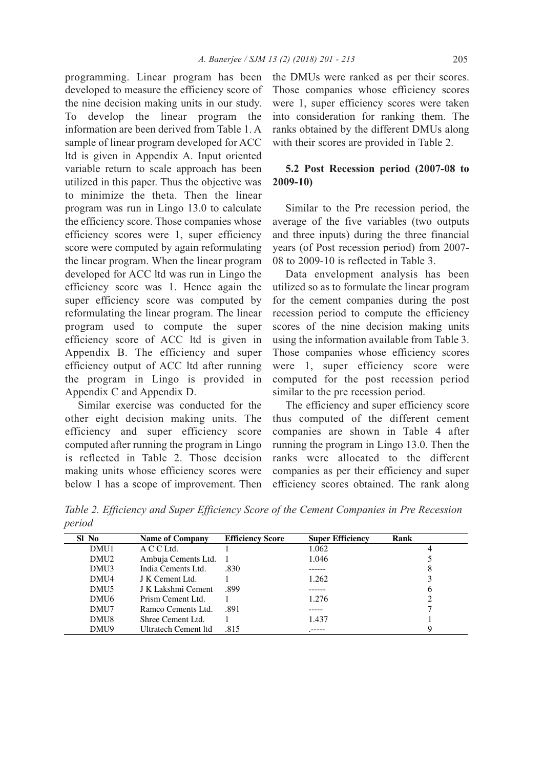programming. Linear program has been developed to measure the efficiency score of the nine decision making units in our study. To develop the linear program the information are been derived from Table 1. A sample of linear program developed for ACC ltd is given in Appendix A. Input oriented variable return to scale approach has been utilized in this paper. Thus the objective was to minimize the theta. Then the linear program was run in Lingo 13.0 to calculate the efficiency score. Those companies whose efficiency scores were 1, super efficiency score were computed by again reformulating the linear program. When the linear program developed for ACC ltd was run in Lingo the efficiency score was 1. Hence again the super efficiency score was computed by reformulating the linear program. The linear program used to compute the super efficiency score of ACC ltd is given in Appendix B. The efficiency and super efficiency output of ACC ltd after running the program in Lingo is provided in Appendix C and Appendix D.

Similar exercise was conducted for the other eight decision making units. The efficiency and super efficiency score computed after running the program in Lingo is reflected in Table 2. Those decision making units whose efficiency scores were below 1 has a scope of improvement. Then the DMUs were ranked as per their scores. Those companies whose efficiency scores were 1, super efficiency scores were taken into consideration for ranking them. The ranks obtained by the different DMUs along with their scores are provided in Table 2.

### 5.2 Post Recession period (2007-08 to 2009-10)

Similar to the Pre recession period, the average of the five variables (two outputs and three inputs) during the three financial years (of Post recession period) from 2007-08 to 2009-10 is reflected in Table 3.

Data envelopment analysis has been utilized so as to formulate the linear program for the cement companies during the post recession period to compute the efficiency scores of the nine decision making units using the information available from Table 3. Those companies whose efficiency scores were 1, super efficiency score were computed for the post recession period similar to the pre recession period.

The efficiency and super efficiency score thus computed of the different cement companies are shown in Table 4 after running the program in Lingo 13.0. Then the ranks were allocated to the different companies as per their efficiency and super efficiency scores obtained. The rank along

*Table 2. Efficiency and Super Efficiency Score of the Cement Companies in Pre Recession period*

| Sl No | Name of Company | Efficiency Score | Super Efficiency | Rank |
|---|---|---|---|---|
| DMU1 | A C C Ltd. | 1 | 1.062 | 4 |
| DMU2 | Ambuja Cements Ltd. | 1 | 1.046 | 5 |
| DMU3 | India Cements Ltd. | .830 | ------ | 8 |
| DMU4 | J K Cement Ltd. | 1 | 1.262 | 3 |
| DMU5 | J K Lakshmi Cement | .899 | ------ | 6 |
| DMU6 | Prism Cement Ltd. | 1 | 1.276 | 2 |
| DMU7 | Ramco Cements Ltd. | .891 | ----- | 7 |
| DMU8 | Shree Cement Ltd. | 1 | 1.437 | 1 |
| DMU9 | Ultratech Cement ltd | .815 | .----- | 9 |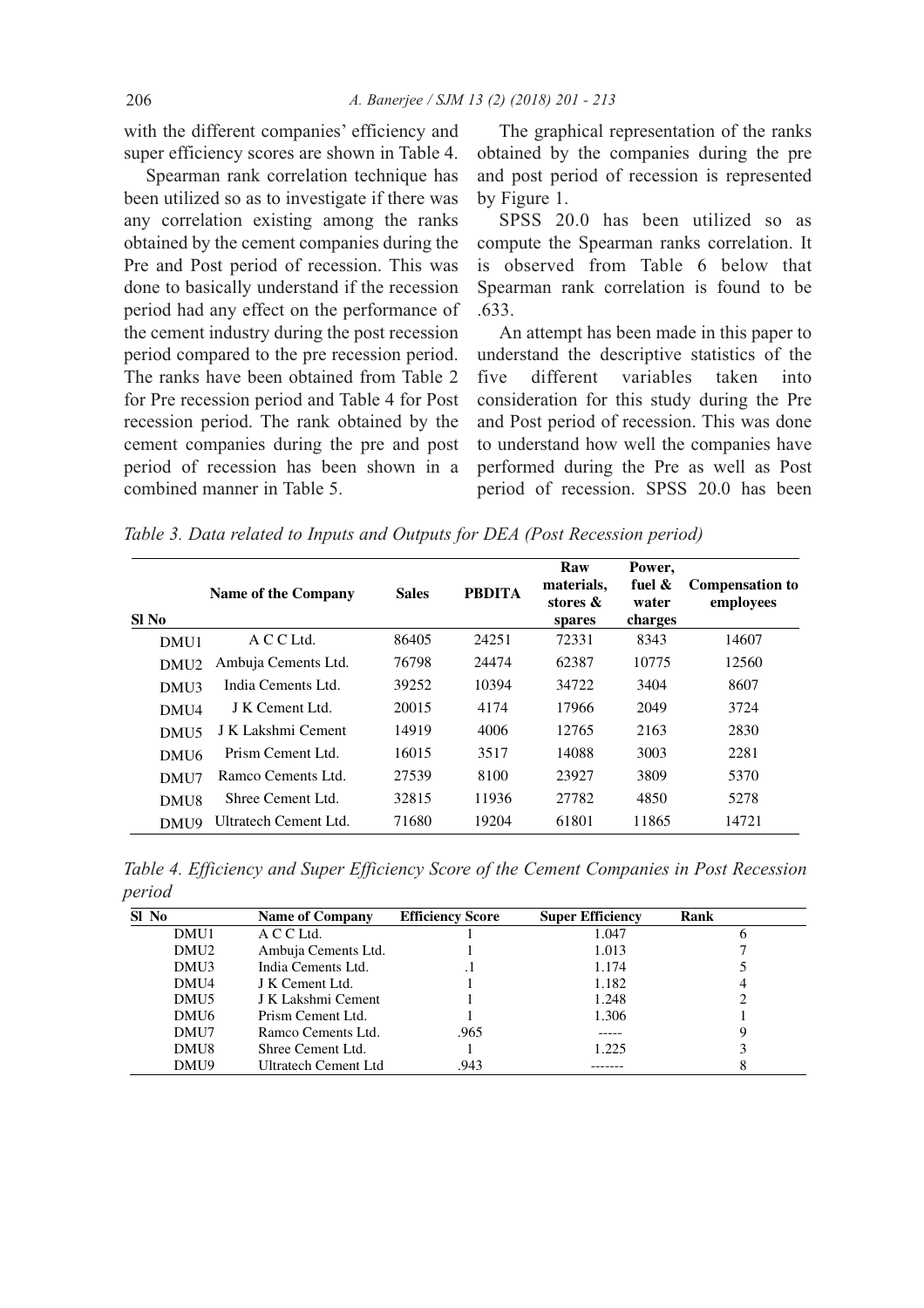with the different companies' efficiency and super efficiency scores are shown in Table 4.

Spearman rank correlation technique has been utilized so as to investigate if there was any correlation existing among the ranks obtained by the cement companies during the Pre and Post period of recession. This was done to basically understand if the recession period had any effect on the performance of the cement industry during the post recession period compared to the pre recession period. The ranks have been obtained from Table 2 for Pre recession period and Table 4 for Post recession period. The rank obtained by the cement companies during the pre and post period of recession has been shown in a combined manner in Table 5.

The graphical representation of the ranks obtained by the companies during the pre and post period of recession is represented by Figure 1.

SPSS 20.0 has been utilized so as compute the Spearman ranks correlation. It is observed from Table 6 below that Spearman rank correlation is found to be .633.

An attempt has been made in this paper to understand the descriptive statistics of the five different variables taken into consideration for this study during the Pre and Post period of recession. This was done to understand how well the companies have performed during the Pre as well as Post period of recession. SPSS 20.0 has been

*Table 3. Data related to Inputs and Outputs for DEA (Post Recession period)*

| Sl No | Name of the Company | Sales | PBDITA | Raw materials, stores & spares | Power, fuel & water charges | Compensation to employees |
|---|---|---|---|---|---|---|
| DMU1 | A C C Ltd. | 86405 | 24251 | 72331 | 8343 | 14607 |
| DMU2 | Ambuja Cements Ltd. | 76798 | 24474 | 62387 | 10775 | 12560 |
| DMU3 | India Cements Ltd. | 39252 | 10394 | 34722 | 3404 | 8607 |
| DMU4 | J K Cement Ltd. | 20015 | 4174 | 17966 | 2049 | 3724 |
| DMU5 | J K Lakshmi Cement | 14919 | 4006 | 12765 | 2163 | 2830 |
| DMU6 | Prism Cement Ltd. | 16015 | 3517 | 14088 | 3003 | 2281 |
| DMU7 | Ramco Cements Ltd. | 27539 | 8100 | 23927 | 3809 | 5370 |
| DMU8 | Shree Cement Ltd. | 32815 | 11936 | 27782 | 4850 | 5278 |
| DMU9 | Ultratech Cement Ltd. | 71680 | 19204 | 61801 | 11865 | 14721 |

*Table 4. Efficiency and Super Efficiency Score of the Cement Companies in Post Recession period*

| Sl No | Name of Company | Efficiency Score | Super Efficiency | Rank |
|---|---|---|---|---|
| DMU1 | A C C Ltd. | 1 | 1.047 | 6 |
| DMU2 | Ambuja Cements Ltd. | 1 | 1.013 | 7 |
| DMU3 | India Cements Ltd. | .1 | 1.174 | 5 |
| DMU4 | J K Cement Ltd. | 1 | 1.182 | 4 |
| DMU5 | J K Lakshmi Cement | 1 | 1.248 | 2 |
| DMU6 | Prism Cement Ltd. | 1 | 1.306 | 1 |
| DMU7 | Ramco Cements Ltd. | .965 | ----- | 9 |
| DMU8 | Shree Cement Ltd. | 1 | 1.225 | 3 |
| DMU9 | Ultratech Cement Ltd | .943 | ------- | 8 |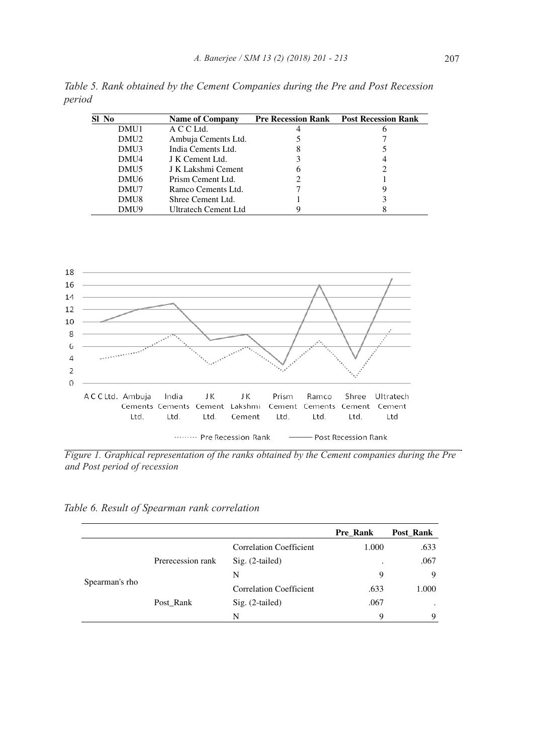*Table 5. Rank obtained by the Cement Companies during the Pre and Post Recession period*

| Sl No | Name of Company | Pre Recession Rank | Post Recession Rank |
|---|---|---|---|
| DMU1 | A C C Ltd. | 4 | 6 |
| DMU2 | Ambuja Cements Ltd. | 5 | 7 |
| DMU3 | India Cements Ltd. | 8 | 5 |
| DMU4 | J K Cement Ltd. | 3 | 4 |
| DMU5 | J K Lakshmi Cement | 6 | 2 |
| DMU6 | Prism Cement Ltd. | 2 | 1 |
| DMU7 | Ramco Cements Ltd. | 7 | 9 |
| DMU8 | Shree Cement Ltd. | 1 | 3 |
| DMU9 | Ultratech Cement Ltd | 9 | 8 |

*Figure 1. Graphical representation of the ranks obtained by the Cement companies during the Pre and Post period of recession*

*Table 6. Result of Spearman rank correlation*

| | | | Pre_Rank | Post_Rank |
|---|---|---|---|---|
| Spearman's rho | Prerecession rank | Correlation Coefficient | 1.000 | .633 |
| | | Sig. (2-tailed) | . | .067 |
| | | N | 9 | 9 |
| | Post_Rank | Correlation Coefficient | .633 | 1.000 |
| | | Sig. (2-tailed) | .067 | . |
| | | N | 9 | 9 |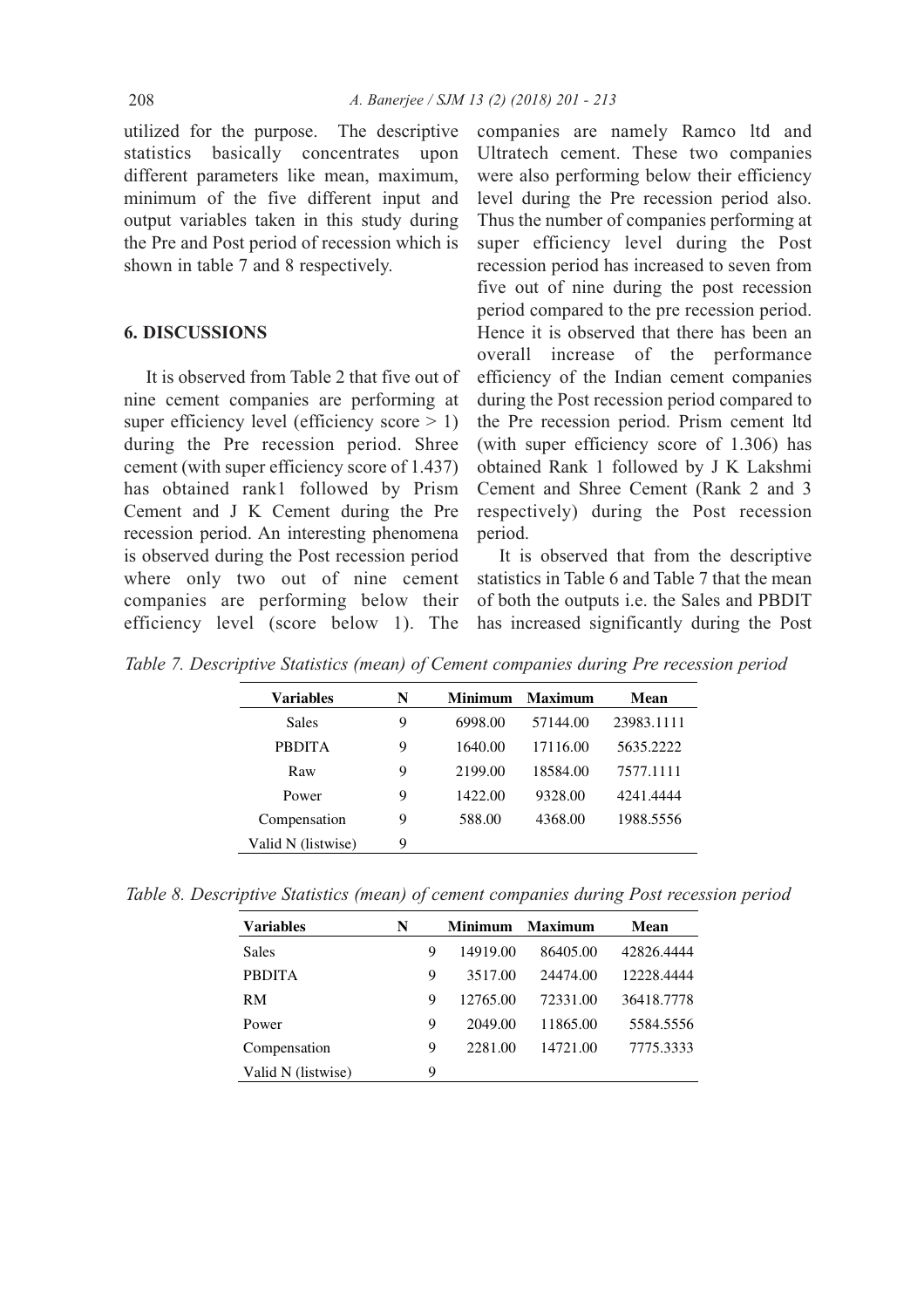utilized for the purpose. The descriptive statistics basically concentrates upon different parameters like mean, maximum, minimum of the five different input and output variables taken in this study during the Pre and Post period of recession which is shown in table 7 and 8 respectively.

## 6. DISCUSSIONS

It is observed from Table 2 that five out of nine cement companies are performing at super efficiency level (efficiency score > 1) during the Pre recession period. Shree cement (with super efficiency score of 1.437) has obtained rank1 followed by Prism Cement and J K Cement during the Pre recession period. An interesting phenomena is observed during the Post recession period where only two out of nine cement companies are performing below their efficiency level (score below 1). The companies are namely Ramco ltd and Ultratech cement. These two companies were also performing below their efficiency level during the Pre recession period also. Thus the number of companies performing at super efficiency level during the Post recession period has increased to seven from five out of nine during the post recession period compared to the pre recession period. Hence it is observed that there has been an overall increase of the performance efficiency of the Indian cement companies during the Post recession period compared to the Pre recession period. Prism cement ltd (with super efficiency score of 1.306) has obtained Rank 1 followed by J K Lakshmi Cement and Shree Cement (Rank 2 and 3 respectively) during the Post recession period.

It is observed that from the descriptive statistics in Table 6 and Table 7 that the mean of both the outputs i.e. the Sales and PBDIT has increased significantly during the Post

*Table 7. Descriptive Statistics (mean) of Cement companies during Pre recession period*

| Variables | N | Minimum | Maximum | Mean |
|---|---|---|---|---|
| Sales | 9 | 6998.00 | 57144.00 | 23983.1111 |
| PBDITA | 9 | 1640.00 | 17116.00 | 5635.2222 |
| Raw | 9 | 2199.00 | 18584.00 | 7577.1111 |
| Power | 9 | 1422.00 | 9328.00 | 4241.4444 |
| Compensation | 9 | 588.00 | 4368.00 | 1988.5556 |
| Valid N (listwise) | 9 | | | |

*Table 8. Descriptive Statistics (mean) of cement companies during Post recession period*

| Variables | N | Minimum | Maximum | Mean |
|---|---|---|---|---|
| Sales | 9 | 14919.00 | 86405.00 | 42826.4444 |
| PBDITA | 9 | 3517.00 | 24474.00 | 12228.4444 |
| RM | 9 | 12765.00 | 72331.00 | 36418.7778 |
| Power | 9 | 2049.00 | 11865.00 | 5584.5556 |
| Compensation | 9 | 2281.00 | 14721.00 | 7775.3333 |
| Valid N (listwise) | 9 | | | |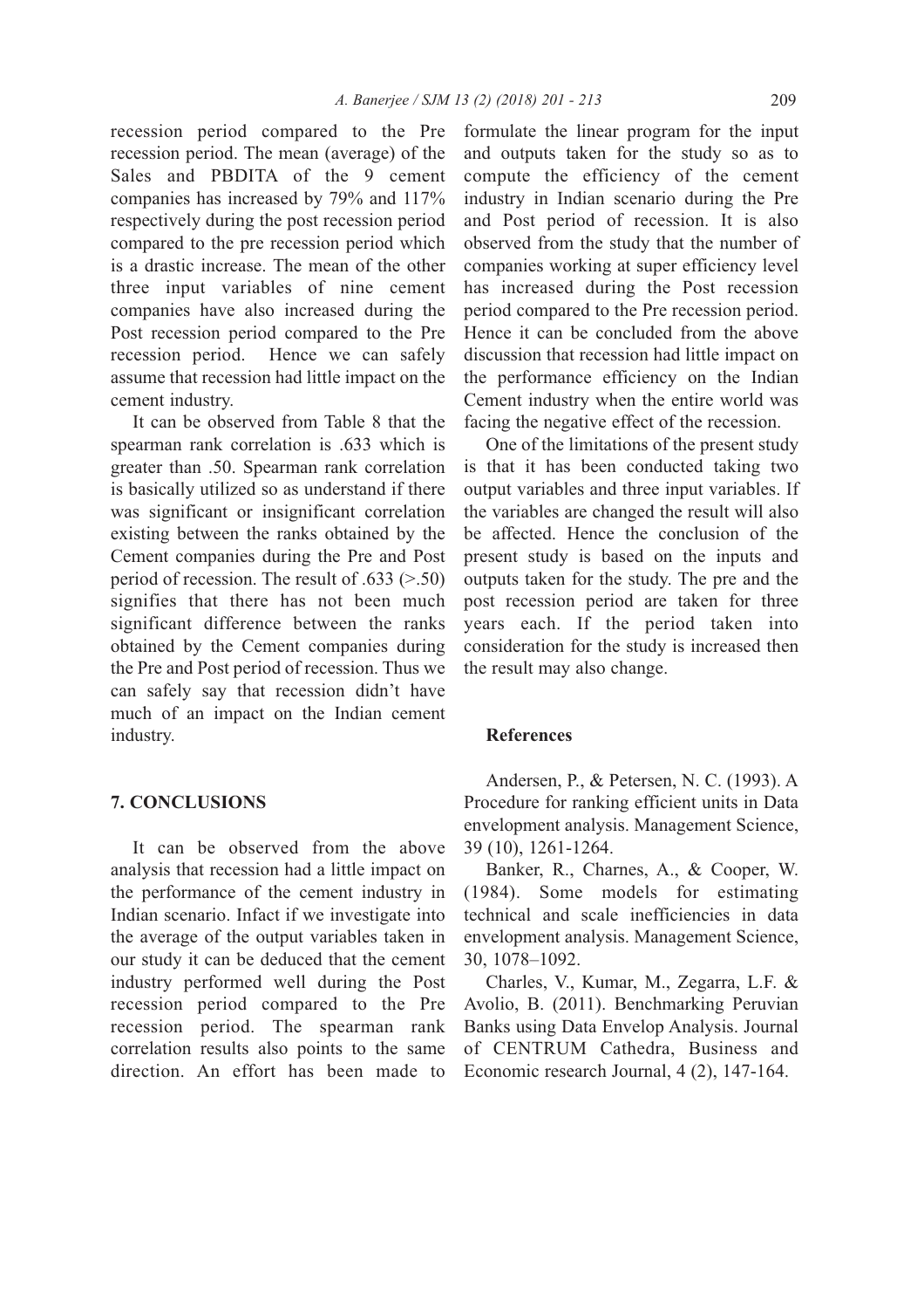recession period compared to the Pre recession period. The mean (average) of the Sales and PBDITA of the 9 cement companies has increased by 79% and 117% respectively during the post recession period compared to the pre recession period which is a drastic increase. The mean of the other three input variables of nine cement companies have also increased during the Post recession period compared to the Pre recession period. Hence we can safely assume that recession had little impact on the cement industry.

It can be observed from Table 8 that the spearman rank correlation is .633 which is greater than .50. Spearman rank correlation is basically utilized so as understand if there was significant or insignificant correlation existing between the ranks obtained by the Cement companies during the Pre and Post period of recession. The result of .633 (>.50) signifies that there has not been much significant difference between the ranks obtained by the Cement companies during the Pre and Post period of recession. Thus we can safely say that recession didn't have much of an impact on the Indian cement industry.

## 7. CONCLUSIONS

It can be observed from the above analysis that recession had a little impact on the performance of the cement industry in Indian scenario. Infact if we investigate into the average of the output variables taken in our study it can be deduced that the cement industry performed well during the Post recession period compared to the Pre recession period. The spearman rank correlation results also points to the same direction. An effort has been made to formulate the linear program for the input and outputs taken for the study so as to compute the efficiency of the cement industry in Indian scenario during the Pre and Post period of recession. It is also observed from the study that the number of companies working at super efficiency level has increased during the Post recession period compared to the Pre recession period. Hence it can be concluded from the above discussion that recession had little impact on the performance efficiency on the Indian Cement industry when the entire world was facing the negative effect of the recession.

One of the limitations of the present study is that it has been conducted taking two output variables and three input variables. If the variables are changed the result will also be affected. Hence the conclusion of the present study is based on the inputs and outputs taken for the study. The pre and the post recession period are taken for three years each. If the period taken into consideration for the study is increased then the result may also change.

### References

Andersen, P., & Petersen, N. C. (1993). A Procedure for ranking efficient units in Data envelopment analysis. Management Science, 39 (10), 1261-1264.

Banker, R., Charnes, A., & Cooper, W. (1984). Some models for estimating technical and scale inefficiencies in data envelopment analysis. Management Science, 30, 1078–1092.

Charles, V., Kumar, M., Zegarra, L.F. & Avolio, B. (2011). Benchmarking Peruvian Banks using Data Envelop Analysis. Journal of CENTRUM Cathedra, Business and Economic research Journal, 4 (2), 147-164.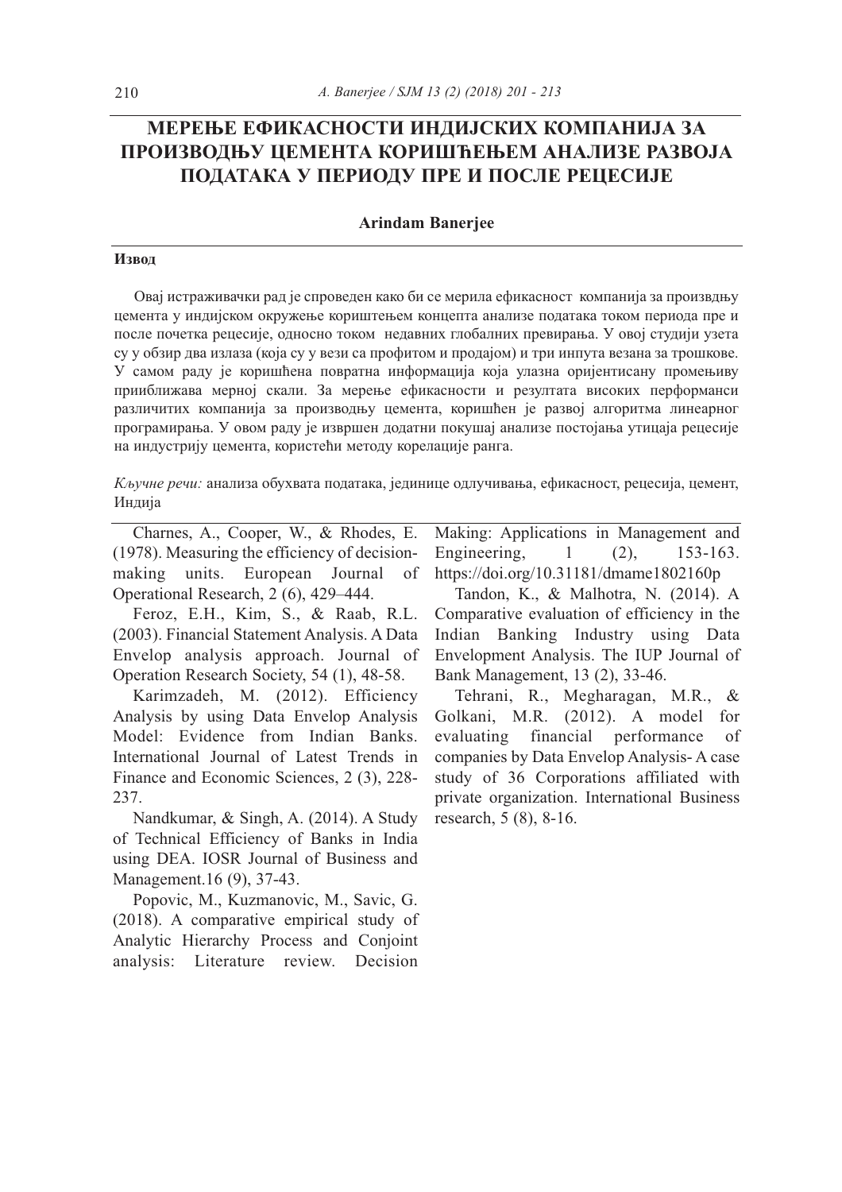# МЕРЕЊЕ ЕФИКАСНОСТИ ИНДИЈСКИХ КОМПАНИЈА ЗА ПРОИЗВОДЊУ ЦЕМЕНТА КОРИШЋЕЊЕМ АНАЛИЗЕ РАЗВОЈА ПОДАТАКА У ПЕРИОДУ ПРЕ И ПОСЛЕ РЕЦЕСИЈЕ

**Arindam Banerjee**

#### Извод

Овај истраживачки рад је спроведен како би се мерила ефикасност компанија за произвдњу цемента у индијском окружење кориштењем концепта анализе података током периода пре и после почетка рецесије, односно током недавних глобалних превирања. У овој студији узета су у обзир два излаза (која су у вези са профитом и продајом) и три инпута везана за трошкове. У самом раду је коришћена повратна информација која улазна оријентисану промењиву приближава мерној скали. За мерење ефикасности и резултата високих перформанси различитих компанија за производњу цемента, коришћен је развој алгоритма линеарног програмирања. У овом раду је извршен додатни покушај анализе постојања утицаја рецесије на индустрију цемента, користећи методу корелације ранга.

*Кључне речи:* анализа обухвата података, јединице одлучивања, ефикасност, рецесија, цемент, Индија

Charnes, A., Cooper, W., & Rhodes, E. (1978). Measuring the efficiency of decision-making units. European Journal of Operational Research, 2 (6), 429–444.

Feroz, E.H., Kim, S., & Raab, R.L. (2003). Financial Statement Analysis. A Data Envelop analysis approach. Journal of Operation Research Society, 54 (1), 48-58.

Karimzadeh, M. (2012). Efficiency Analysis by using Data Envelop Analysis Model: Evidence from Indian Banks. International Journal of Latest Trends in Finance and Economic Sciences, 2 (3), 228-237.

Nandkumar, & Singh, A. (2014). A Study of Technical Efficiency of Banks in India using DEA. IOSR Journal of Business and Management.16 (9), 37-43.

Popovic, M., Kuzmanovic, M., Savic, G. (2018). A comparative empirical study of Analytic Hierarchy Process and Conjoint analysis: Literature review. Decision Making: Applications in Management and Engineering, 1 (2), 153-163. https://doi.org/10.31181/dmame1802160p

Tandon, K., & Malhotra, N. (2014). A Comparative evaluation of efficiency in the Indian Banking Industry using Data Envelopment Analysis. The IUP Journal of Bank Management, 13 (2), 33-46.

Tehrani, R., Megharagan, M.R., & Golkani, M.R. (2012). A model for evaluating financial performance of companies by Data Envelop Analysis- A case study of 36 Corporations affiliated with private organization. International Business research, 5 (8), 8-16.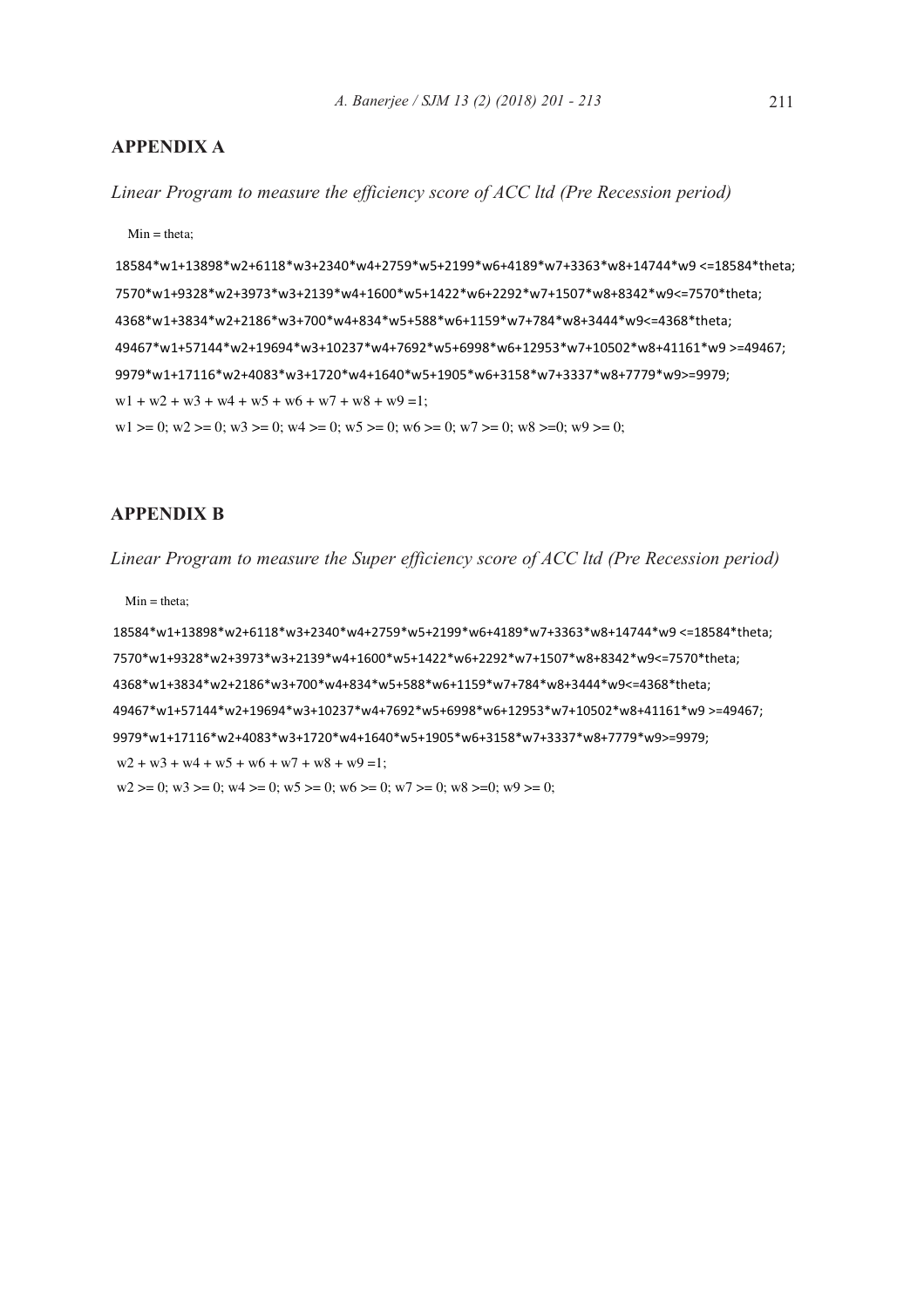## APPENDIX A

*Linear Program to measure the efficiency score of ACC ltd (Pre Recession period)*

```
Min = theta;

18584*w1+13898*w2+6118*w3+2340*w4+2759*w5+2199*w6+4189*w7+3363*w8+14744*w9 <=18584*theta;
7570*w1+9328*w2+3973*w3+2139*w4+1600*w5+1422*w6+2292*w7+1507*w8+8342*w9<=7570*theta;
4368*w1+3834*w2+2186*w3+700*w4+834*w5+588*w6+1159*w7+784*w8+3444*w9<=4368*theta;
49467*w1+57144*w2+19694*w3+10237*w4+7692*w5+6998*w6+12953*w7+10502*w8+41161*w9 >=49467;
9979*w1+17116*w2+4083*w3+1720*w4+1640*w5+1905*w6+3158*w7+3337*w8+7779*w9>=9979;
w1 + w2 + w3 + w4 + w5 + w6 + w7 + w8 + w9 =1;
w1 >= 0; w2 >= 0; w3 >= 0; w4 >= 0; w5 >= 0; w6 >= 0; w7 >= 0; w8 >=0; w9 >= 0;
```

## APPENDIX B

*Linear Program to measure the Super efficiency score of ACC ltd (Pre Recession period)*

```
Min = theta;

18584*w1+13898*w2+6118*w3+2340*w4+2759*w5+2199*w6+4189*w7+3363*w8+14744*w9 <=18584*theta;
7570*w1+9328*w2+3973*w3+2139*w4+1600*w5+1422*w6+2292*w7+1507*w8+8342*w9<=7570*theta;
4368*w1+3834*w2+2186*w3+700*w4+834*w5+588*w6+1159*w7+784*w8+3444*w9<=4368*theta;
49467*w1+57144*w2+19694*w3+10237*w4+7692*w5+6998*w6+12953*w7+10502*w8+41161*w9 >=49467;
9979*w1+17116*w2+4083*w3+1720*w4+1640*w5+1905*w6+3158*w7+3337*w8+7779*w9>=9979;
w2 + w3 + w4 + w5 + w6 + w7 + w8 + w9 =1;
w2 >= 0; w3 >= 0; w4 >= 0; w5 >= 0; w6 >= 0; w7 >= 0; w8 >=0; w9 >= 0;
```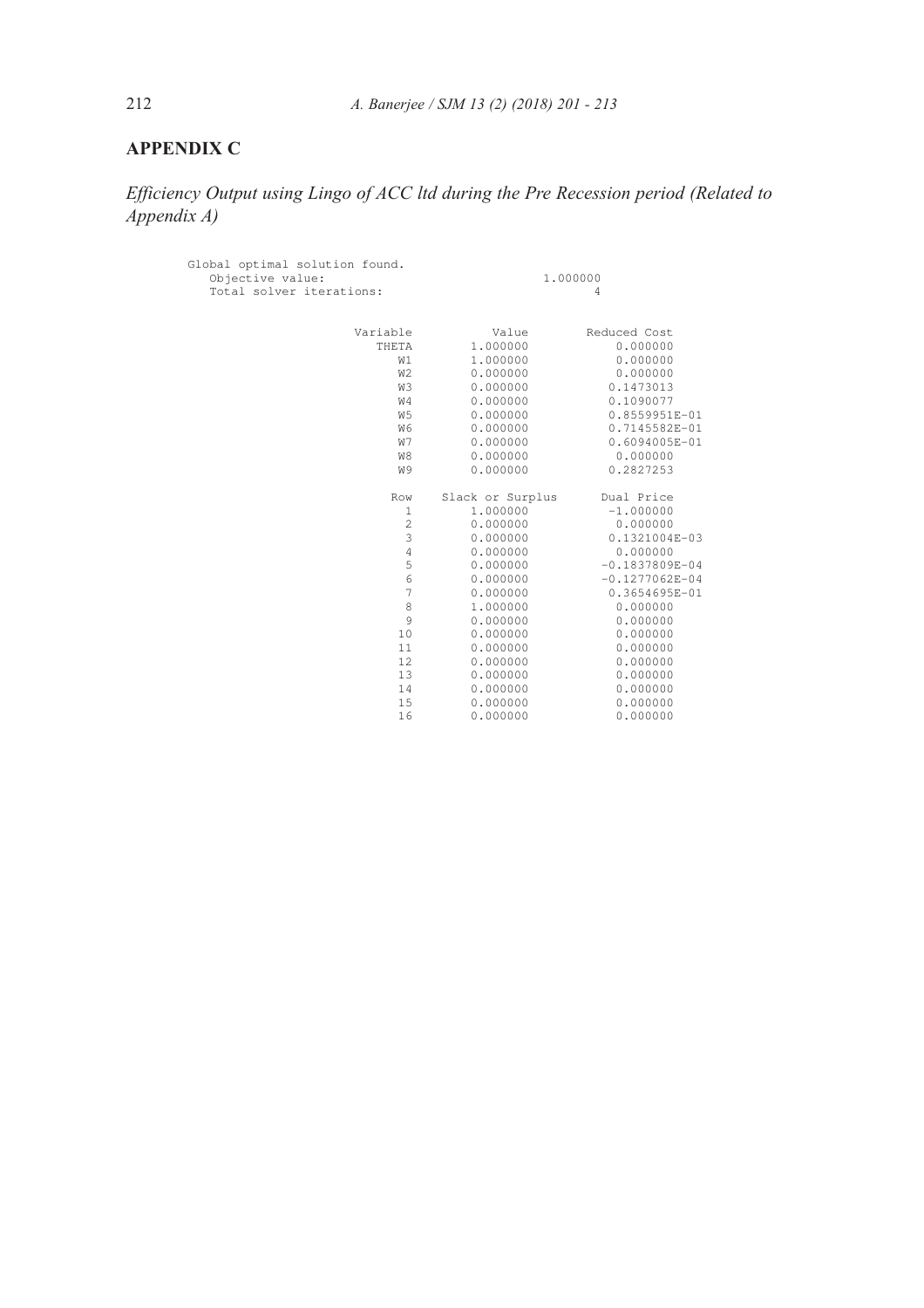## APPENDIX C

*Efficiency Output using Lingo of ACC ltd during the Pre Recession period (Related to Appendix A)*

```
Global optimal solution found.
   Objective value:                              1.000000
   Total solver iterations:                             4


                    Variable           Value        Reduced Cost
                       THETA        1.000000            0.000000
                          W1        1.000000            0.000000
                          W2        0.000000            0.000000
                          W3        0.000000           0.1473013
                          W4        0.000000           0.1090077
                          W5        0.000000        0.8559951E-01
                          W6        0.000000        0.7145582E-01
                          W7        0.000000        0.6094005E-01
                          W8        0.000000            0.000000
                          W9        0.000000           0.2827253

                         Row    Slack or Surplus      Dual Price
                           1        1.000000           -1.000000
                           2        0.000000            0.000000
                           3        0.000000        0.1321004E-03
                           4        0.000000            0.000000
                           5        0.000000       -0.1837809E-04
                           6        0.000000       -0.1277062E-04
                           7        0.000000        0.3654695E-01
                           8        1.000000            0.000000
                           9        0.000000            0.000000
                          10        0.000000            0.000000
                          11        0.000000            0.000000
                          12        0.000000            0.000000
                          13        0.000000            0.000000
                          14        0.000000            0.000000
                          15        0.000000            0.000000
                          16        0.000000            0.000000
```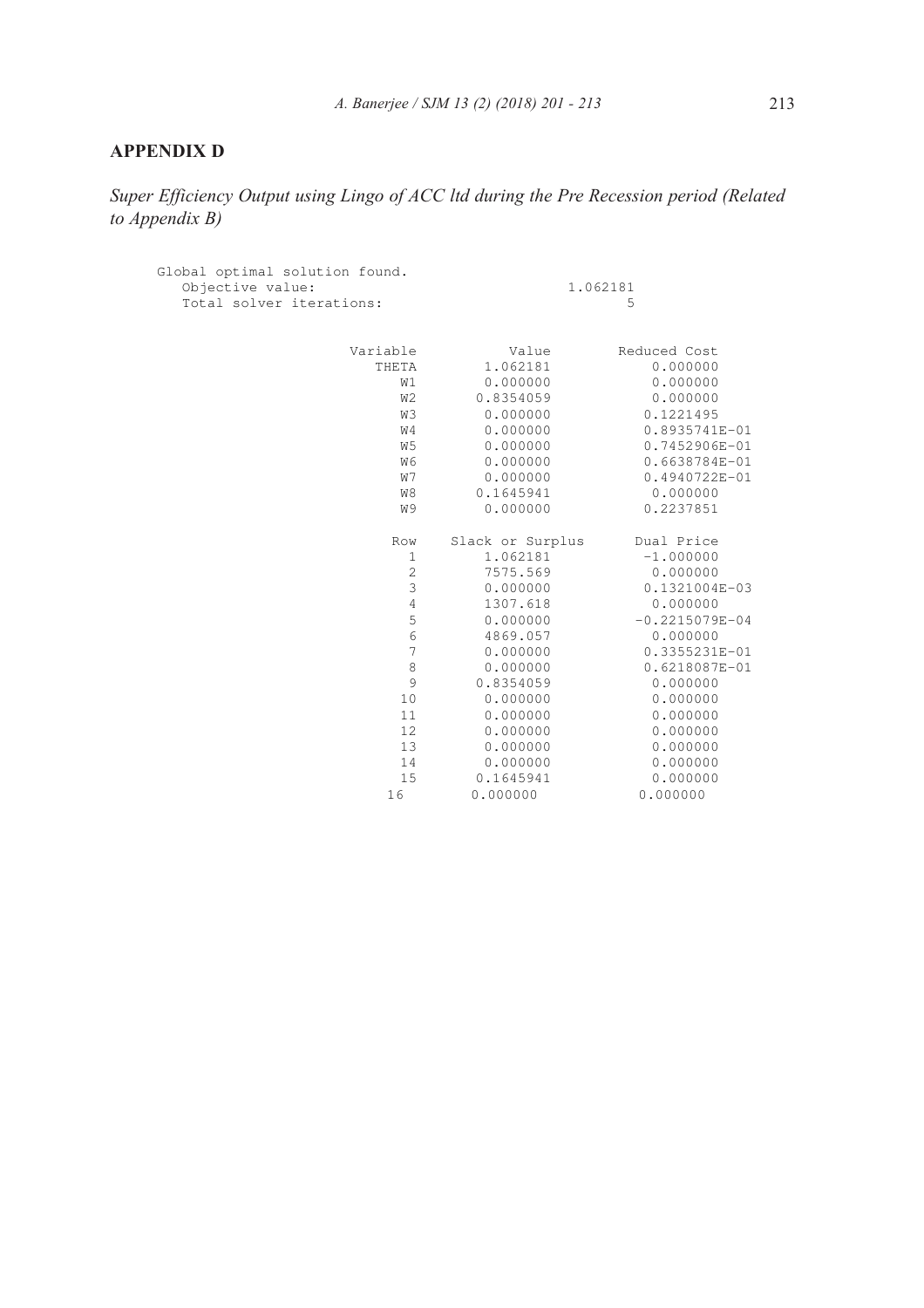## APPENDIX D

*Super Efficiency Output using Lingo of ACC ltd during the Pre Recession period (Related to Appendix B)*

```
Global optimal solution found.
   Objective value:                              1.062181
   Total solver iterations:                             5


                       Variable           Value        Reduced Cost
                          THETA        1.062181            0.000000
                             W1        0.000000            0.000000
                             W2       0.8354059            0.000000
                             W3        0.000000           0.1221495
                             W4        0.000000        0.8935741E-01
                             W5        0.000000        0.7452906E-01
                             W6        0.000000        0.6638784E-01
                             W7        0.000000        0.4940722E-01
                             W8       0.1645941            0.000000
                             W9        0.000000           0.2237851

                            Row    Slack or Surplus      Dual Price
                              1        1.062181           -1.000000
                              2        7575.569            0.000000
                              3        0.000000        0.1321004E-03
                              4        1307.618            0.000000
                              5        0.000000       -0.2215079E-04
                              6        4869.057            0.000000
                              7        0.000000        0.3355231E-01
                              8        0.000000        0.6218087E-01
                              9       0.8354059            0.000000
                             10        0.000000            0.000000
                             11        0.000000            0.000000
                             12        0.000000            0.000000
                             13        0.000000            0.000000
                             14        0.000000            0.000000
                             15       0.1645941            0.000000
                             16        0.000000            0.000000
```